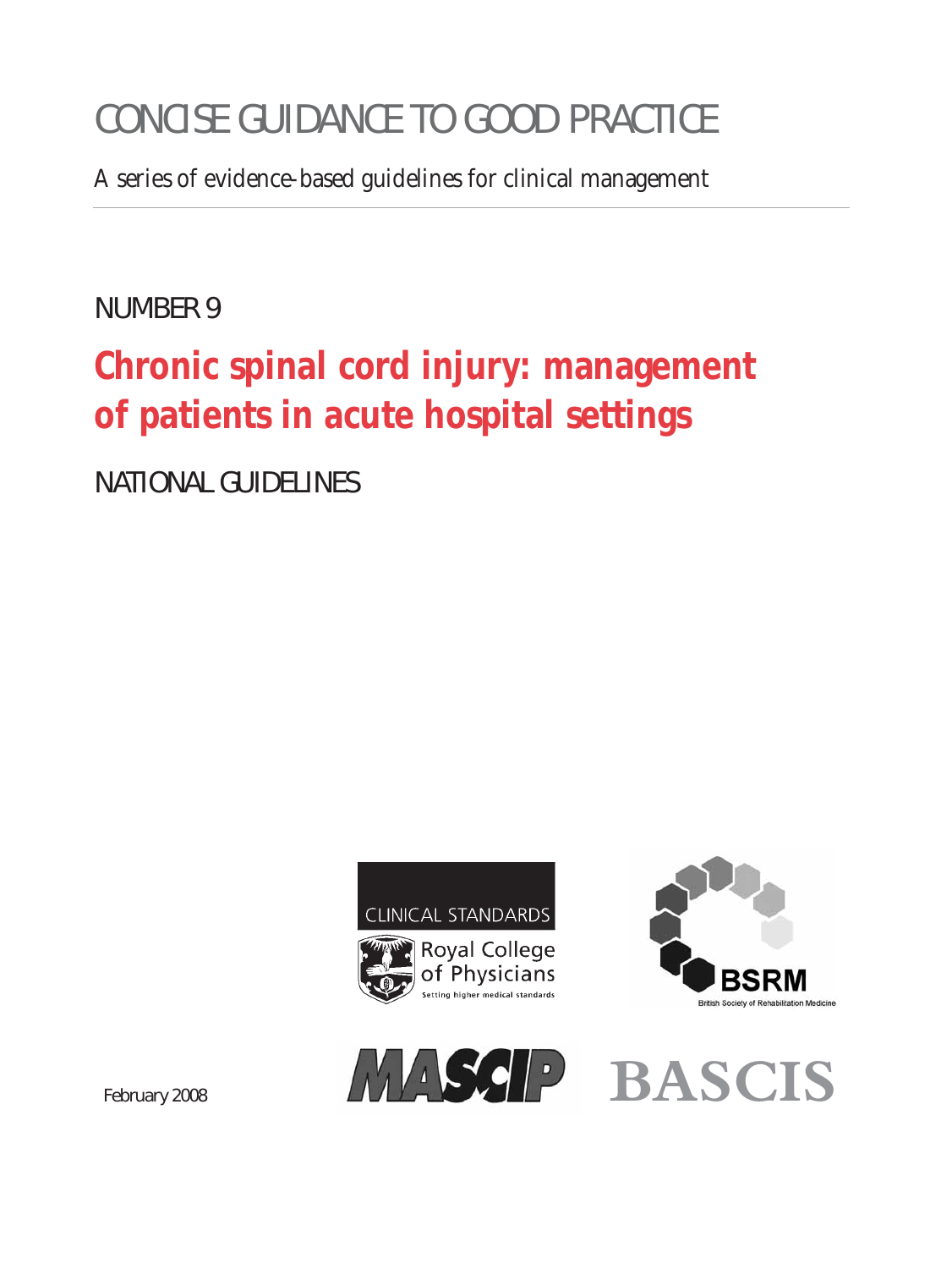CONCISE GUIDANCE TO GOOD PRACTICE

A series of evidence-based guidelines for clinical management

NUMBER 9

# Chronic spinal cord injury: management of patients in acute hospital settings

NATIONAL GUIDELINES

CLINICAL STANDARDS

Royal College of Physicians

Setting higher medical standards

BSRM

British Society of Rehabilitation Medicine

MASCIP

BASCIS

February 2008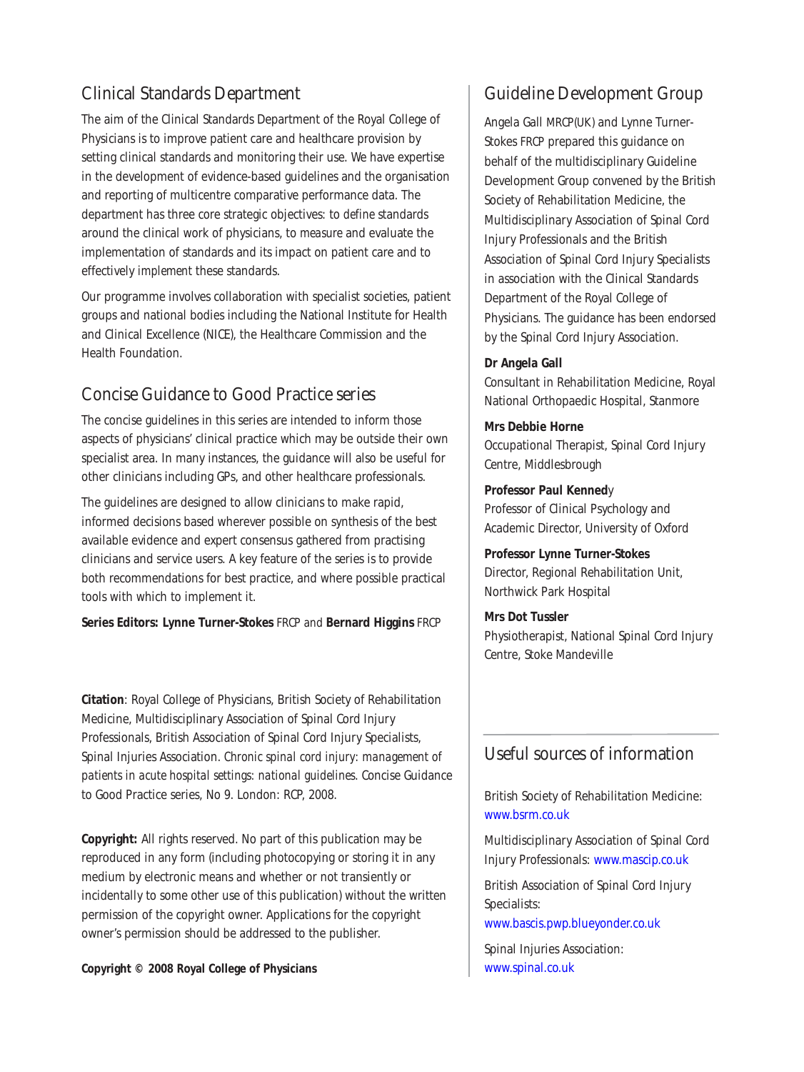## Clinical Standards Department

The aim of the Clinical Standards Department of the Royal College of Physicians is to improve patient care and healthcare provision by setting clinical standards and monitoring their use. We have expertise in the development of evidence-based guidelines and the organisation and reporting of multicentre comparative performance data. The department has three core strategic objectives: to *define* standards around the clinical work of physicians, to *measure* and evaluate the implementation of standards and its impact on patient care and to effectively *implement* these standards.

Our programme involves collaboration with specialist societies, patient groups and national bodies including the National Institute for Health and Clinical Excellence (NICE), the Healthcare Commission and the Health Foundation.

## Concise Guidance to Good Practice series

The concise guidelines in this series are intended to inform those aspects of physicians' clinical practice which may be outside their own specialist area. In many instances, the guidance will also be useful for other clinicians including GPs, and other healthcare professionals.

The guidelines are designed to allow clinicians to make rapid, informed decisions based wherever possible on synthesis of the best available evidence and expert consensus gathered from practising clinicians and service users. A key feature of the series is to provide both recommendations for best practice, and where possible practical tools with which to implement it.

**Series Editors: Lynne Turner-Stokes** FRCP and **Bernard Higgins** FRCP

**Citation**: Royal College of Physicians, British Society of Rehabilitation Medicine, Multidisciplinary Association of Spinal Cord Injury Professionals, British Association of Spinal Cord Injury Specialists, Spinal Injuries Association. *Chronic spinal cord injury: management of patients in acute hospital settings: national guidelines.* Concise Guidance to Good Practice series, No 9. London: RCP, 2008.

**Copyright:** All rights reserved. No part of this publication may be reproduced in any form (including photocopying or storing it in any medium by electronic means and whether or not transiently or incidentally to some other use of this publication) without the written permission of the copyright owner. Applications for the copyright owner's permission should be addressed to the publisher.

**Copyright © 2008 Royal College of Physicians**

## Guideline Development Group

Angela Gall MRCP(UK) and Lynne Turner-Stokes FRCP prepared this guidance on behalf of the multidisciplinary Guideline Development Group convened by the British Society of Rehabilitation Medicine, the Multidisciplinary Association of Spinal Cord Injury Professionals and the British Association of Spinal Cord Injury Specialists in association with the Clinical Standards Department of the Royal College of Physicians. The guidance has been endorsed by the Spinal Cord Injury Association.

**Dr Angela Gall**
Consultant in Rehabilitation Medicine, Royal National Orthopaedic Hospital, Stanmore

**Mrs Debbie Horne**
Occupational Therapist, Spinal Cord Injury Centre, Middlesbrough

**Professor Paul Kennedy**
Professor of Clinical Psychology and Academic Director, University of Oxford

**Professor Lynne Turner-Stokes**
Director, Regional Rehabilitation Unit, Northwick Park Hospital

**Mrs Dot Tussler**
Physiotherapist, National Spinal Cord Injury Centre, Stoke Mandeville

## Useful sources of information

British Society of Rehabilitation Medicine: www.bsrm.co.uk

Multidisciplinary Association of Spinal Cord Injury Professionals: www.mascip.co.uk

British Association of Spinal Cord Injury Specialists: www.bascis.pwp.blueyonder.co.uk

Spinal Injuries Association: www.spinal.co.uk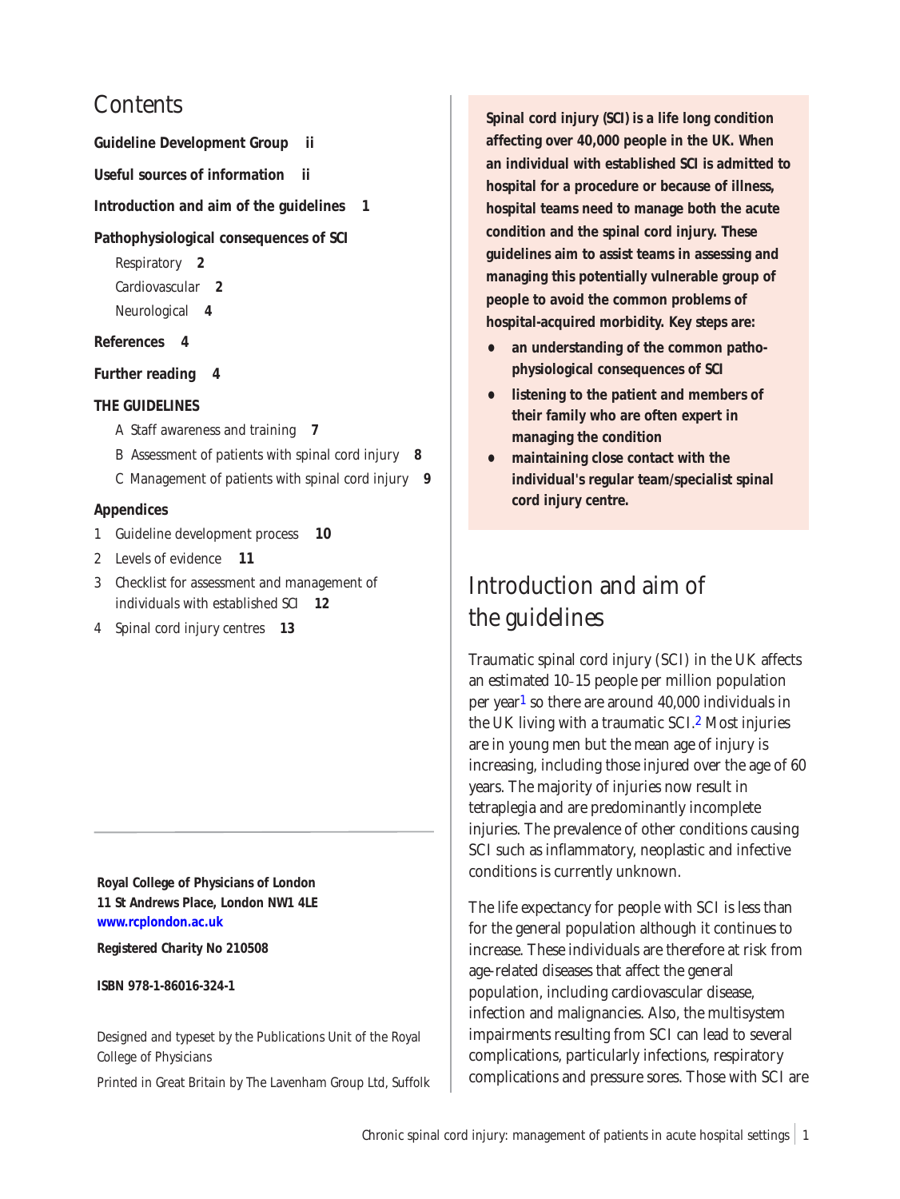## Contents

**Guideline Development Group** **ii**

**Useful sources of information** **ii**

**Introduction and aim of the guidelines** **1**

**Pathophysiological consequences of SCI**

- Respiratory **2**
- Cardiovascular **2**
- Neurological **4**

**References** **4**

**Further reading** **4**

**THE GUIDELINES**

- A Staff awareness and training **7**
- B Assessment of patients with spinal cord injury **8**
- C Management of patients with spinal cord injury **9**

**Appendices**

1. Guideline development process **10**
2. Levels of evidence **11**
3. Checklist for assessment and management of individuals with established SCI **12**
4. Spinal cord injury centres **13**

**Royal College of Physicians of London**
**11 St Andrews Place, London NW1 4LE**
**www.rcplondon.ac.uk**

**Registered Charity No 210508**

**ISBN 978-1-86016-324-1**

Designed and typeset by the Publications Unit of the Royal College of Physicians

Printed in Great Britain by The Lavenham Group Ltd, Suffolk

**Spinal cord injury (SCI) is a life long condition affecting over 40,000 people in the UK. When an individual with established SCI is admitted to hospital for a procedure or because of illness, hospital teams need to manage both the acute condition and the spinal cord injury. These guidelines aim to assist teams in assessing and managing this potentially vulnerable group of people to avoid the common problems of hospital-acquired morbidity. Key steps are:**

- **an understanding of the common patho-physiological consequences of SCI**
- **listening to the patient and members of their family who are often expert in managing the condition**
- **maintaining close contact with the individual's regular team/specialist spinal cord injury centre.**

# Introduction and aim of the guidelines

Traumatic spinal cord injury (SCI) in the UK affects an estimated 10–15 people per million population per year[1] so there are around 40,000 individuals in the UK living with a traumatic SCI.[2] Most injuries are in young men but the mean age of injury is increasing, including those injured over the age of 60 years. The majority of injuries now result in tetraplegia and are predominantly incomplete injuries. The prevalence of other conditions causing SCI such as inflammatory, neoplastic and infective conditions is currently unknown.

The life expectancy for people with SCI is less than for the general population although it continues to increase. These individuals are therefore at risk from age-related diseases that affect the general population, including cardiovascular disease, infection and malignancies. Also, the multisystem impairments resulting from SCI can lead to several complications, particularly infections, respiratory complications and pressure sores. Those with SCI are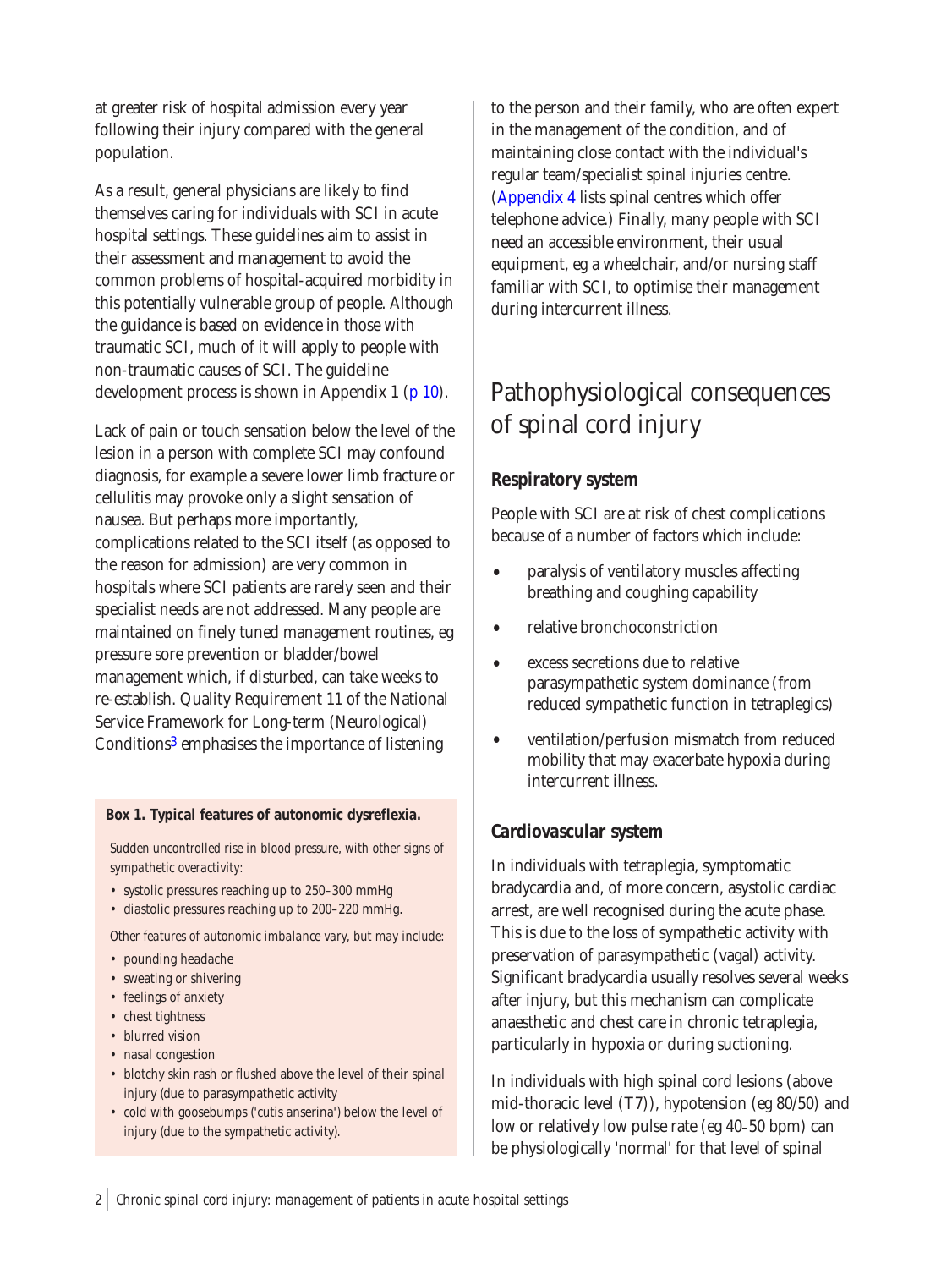at greater risk of hospital admission every year following their injury compared with the general population.

As a result, general physicians are likely to find themselves caring for individuals with SCI in acute hospital settings. These guidelines aim to assist in their assessment and management to avoid the common problems of hospital-acquired morbidity in this potentially vulnerable group of people. Although the guidance is based on evidence in those with traumatic SCI, much of it will apply to people with non-traumatic causes of SCI. The guideline development process is shown in Appendix 1 (p 10).

Lack of pain or touch sensation below the level of the lesion in a person with complete SCI may confound diagnosis, for example a severe lower limb fracture or cellulitis may provoke only a slight sensation of nausea. But perhaps more importantly, complications related to the SCI itself (as opposed to the reason for admission) are very common in hospitals where SCI patients are rarely seen and their specialist needs are not addressed. Many people are maintained on finely tuned management routines, eg pressure sore prevention or bladder/bowel management which, if disturbed, can take weeks to re-establish. Quality Requirement 11 of the National Service Framework for Long-term (Neurological) Conditions[3] emphasises the importance of listening to the person and their family, who are often expert in the management of the condition, and of maintaining close contact with the individual's regular team/specialist spinal injuries centre. (Appendix 4 lists spinal centres which offer telephone advice.) Finally, many people with SCI need an accessible environment, their usual equipment, eg a wheelchair, and/or nursing staff familiar with SCI, to optimise their management during intercurrent illness.

**Box 1. Typical features of autonomic dysreflexia.**

*Sudden uncontrolled rise in blood pressure, with other signs of sympathetic overactivity:*

- systolic pressures reaching up to 250–300 mmHg
- diastolic pressures reaching up to 200–220 mmHg.

*Other features of autonomic imbalance vary, but may include:*

- pounding headache
- sweating or shivering
- feelings of anxiety
- chest tightness
- blurred vision
- nasal congestion
- blotchy skin rash or flushed above the level of their spinal injury (due to parasympathetic activity
- cold with goosebumps ('cutis anserina') below the level of injury (due to the sympathetic activity).

## Pathophysiological consequences of spinal cord injury

### Respiratory system

People with SCI are at risk of chest complications because of a number of factors which include:

- paralysis of ventilatory muscles affecting breathing and coughing capability
- relative bronchoconstriction
- excess secretions due to relative parasympathetic system dominance (from reduced sympathetic function in tetraplegics)
- ventilation/perfusion mismatch from reduced mobility that may exacerbate hypoxia during intercurrent illness.

### Cardiovascular system

In individuals with tetraplegia, symptomatic bradycardia and, of more concern, asystolic cardiac arrest, are well recognised during the acute phase. This is due to the loss of sympathetic activity with preservation of parasympathetic (vagal) activity. Significant bradycardia usually resolves several weeks after injury, but this mechanism can complicate anaesthetic and chest care in chronic tetraplegia, particularly in hypoxia or during suctioning.

In individuals with high spinal cord lesions (above mid-thoracic level (T7)), hypotension (eg 80/50) and low or relatively low pulse rate (eg 40–50 bpm) can be physiologically 'normal' for that level of spinal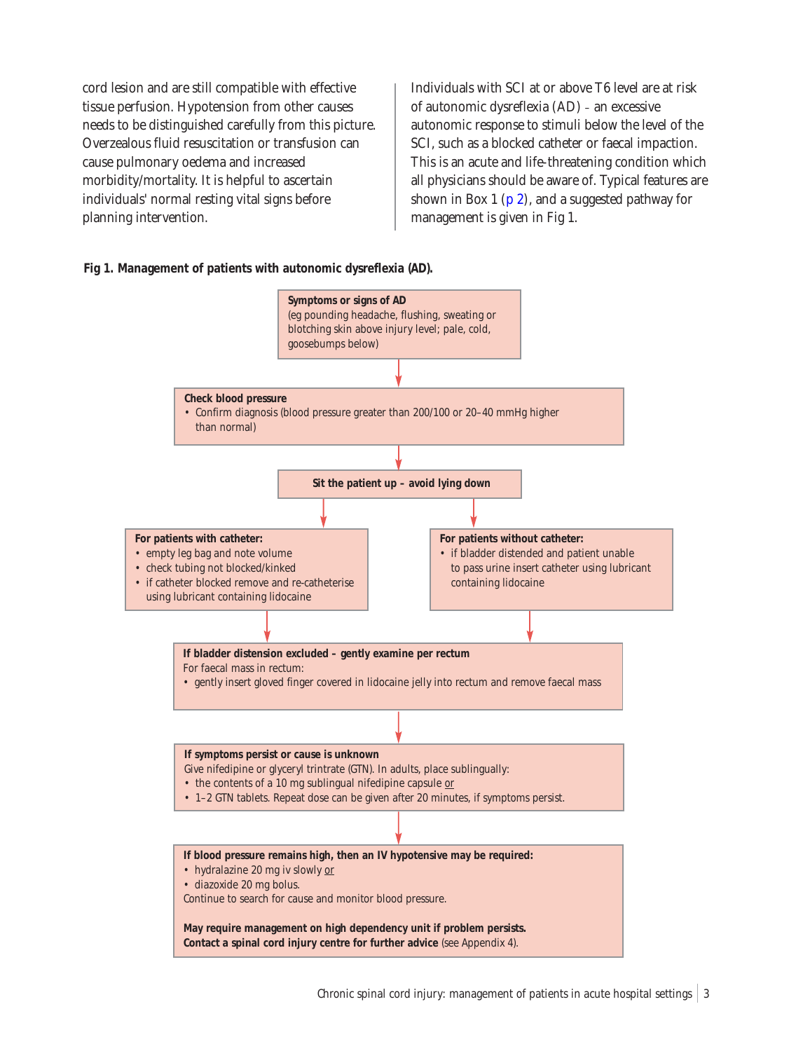cord lesion and are still compatible with effective tissue perfusion. Hypotension from other causes needs to be distinguished carefully from this picture. Overzealous fluid resuscitation or transfusion can cause pulmonary oedema and increased morbidity/mortality. It is helpful to ascertain individuals' normal resting vital signs before planning intervention.

Individuals with SCI at or above T6 level are at risk of autonomic dysreflexia (AD) – an excessive autonomic response to stimuli below the level of the SCI, such as a blocked catheter or faecal impaction. This is an acute and life-threatening condition which all physicians should be aware of. Typical features are shown in Box 1 (p 2), and a suggested pathway for management is given in Fig 1.

**Fig 1. Management of patients with autonomic dysreflexia (AD).**

**Symptoms or signs of AD**
(eg pounding headache, flushing, sweating or blotching skin above injury level; pale, cold, goosebumps below)

↓

**Check blood pressure**
- Confirm diagnosis (blood pressure greater than 200/100 or 20–40 mmHg higher than normal)

↓

**Sit the patient up – avoid lying down**

↓

**For patients with catheter:**
- empty leg bag and note volume
- check tubing not blocked/kinked
- if catheter blocked remove and re-catheterise using lubricant containing lidocaine

**For patients without catheter:**
- if bladder distended and patient unable to pass urine insert catheter using lubricant containing lidocaine

↓

**If bladder distension excluded – gently examine per rectum**
For faecal mass in rectum:
- gently insert gloved finger covered in lidocaine jelly into rectum and remove faecal mass

↓

**If symptoms persist or cause is unknown**
Give nifedipine or glyceryl trintrate (GTN). In adults, place sublingually:
- the contents of a 10 mg sublingual nifedipine capsule or
- 1–2 GTN tablets. Repeat dose can be given after 20 minutes, if symptoms persist.

↓

**If blood pressure remains high, then an IV hypotensive may be required:**
- hydralazine 20 mg iv slowly or
- diazoxide 20 mg bolus.

Continue to search for cause and monitor blood pressure.

**May require management on high dependency unit if problem persists.**
**Contact a spinal cord injury centre for further advice** (see Appendix 4).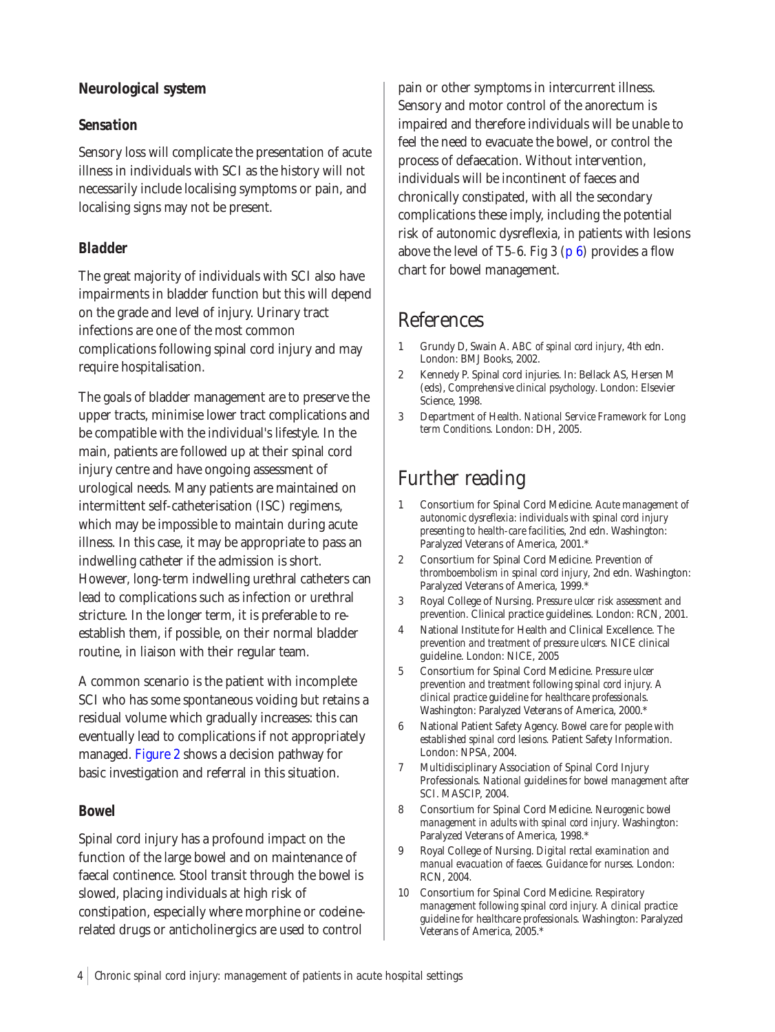### Neurological system

#### *Sensation*

Sensory loss will complicate the presentation of acute illness in individuals with SCI as the history will not necessarily include localising symptoms or pain, and localising signs may not be present.

#### *Bladder*

The great majority of individuals with SCI also have impairments in bladder function but this will depend on the grade and level of injury. Urinary tract infections are one of the most common complications following spinal cord injury and may require hospitalisation.

The goals of bladder management are to preserve the upper tracts, minimise lower tract complications and be compatible with the individual's lifestyle. In the main, patients are followed up at their spinal cord injury centre and have ongoing assessment of urological needs. Many patients are maintained on intermittent self-catheterisation (ISC) regimens, which may be impossible to maintain during acute illness. In this case, it may be appropriate to pass an indwelling catheter if the admission is short. However, long-term indwelling urethral catheters can lead to complications such as infection or urethral stricture. In the longer term, it is preferable to re-establish them, if possible, on their normal bladder routine, in liaison with their regular team.

A common scenario is the patient with incomplete SCI who has some spontaneous voiding but retains a residual volume which gradually increases: this can eventually lead to complications if not appropriately managed. Figure 2 shows a decision pathway for basic investigation and referral in this situation.

#### *Bowel*

Spinal cord injury has a profound impact on the function of the large bowel and on maintenance of faecal continence. Stool transit through the bowel is slowed, placing individuals at high risk of constipation, especially where morphine or codeine-related drugs or anticholinergics are used to control pain or other symptoms in intercurrent illness. Sensory and motor control of the anorectum is impaired and therefore individuals will be unable to feel the need to evacuate the bowel, or control the process of defaecation. Without intervention, individuals will be incontinent of faeces and chronically constipated, with all the secondary complications these imply, including the potential risk of autonomic dysreflexia, in patients with lesions above the level of T5–6. Fig 3 (p 6) provides a flow chart for bowel management.

## References

1. Grundy D, Swain A. *ABC of spinal cord injury*, 4th edn. London: BMJ Books, 2002.
2. Kennedy P. Spinal cord injuries. In: Bellack AS, Hersen M (eds), *Comprehensive clinical psychology*. London: Elsevier Science, 1998.
3. Department of Health. *National Service Framework for Long term Conditions*. London: DH, 2005.

## Further reading

1. Consortium for Spinal Cord Medicine. *Acute management of autonomic dysreflexia: individuals with spinal cord injury presenting to health-care facilities*, 2nd edn. Washington: Paralyzed Veterans of America, 2001.*
2. Consortium for Spinal Cord Medicine. *Prevention of thromboembolism in spinal cord injury*, 2nd edn. Washington: Paralyzed Veterans of America, 1999.*
3. Royal College of Nursing. *Pressure ulcer risk assessment and prevention*. Clinical practice guidelines. London: RCN, 2001.
4. National Institute for Health and Clinical Excellence. *The prevention and treatment of pressure ulcers*. NICE clinical guideline. London: NICE, 2005
5. Consortium for Spinal Cord Medicine. *Pressure ulcer prevention and treatment following spinal cord injury. A clinical practice guideline for healthcare professionals*. Washington: Paralyzed Veterans of America, 2000.*
6. National Patient Safety Agency. *Bowel care for people with established spinal cord lesions*. Patient Safety Information. London: NPSA, 2004.
7. Multidisciplinary Association of Spinal Cord Injury Professionals. *National guidelines for bowel management after SCI*. MASCIP, 2004.
8. Consortium for Spinal Cord Medicine. *Neurogenic bowel management in adults with spinal cord injury*. Washington: Paralyzed Veterans of America, 1998.*
9. Royal College of Nursing. *Digital rectal examination and manual evacuation of faeces. Guidance for nurses*. London: RCN, 2004.
10. Consortium for Spinal Cord Medicine. *Respiratory management following spinal cord injury. A clinical practice guideline for healthcare professionals*. Washington: Paralyzed Veterans of America, 2005.*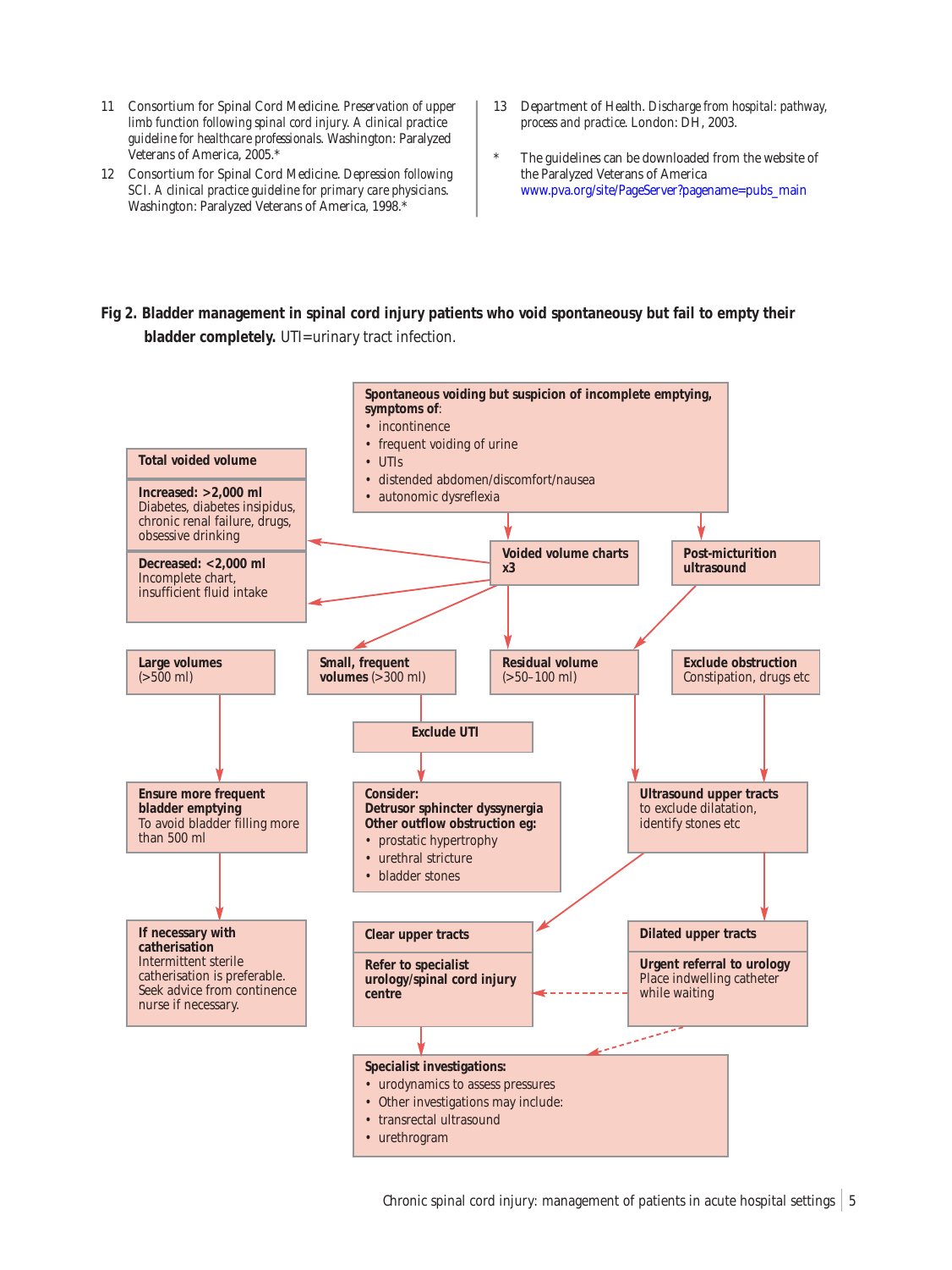11 Consortium for Spinal Cord Medicine. *Preservation of upper limb function following spinal cord injury. A clinical practice guideline for healthcare professionals.* Washington: Paralyzed Veterans of America, 2005.*

12 Consortium for Spinal Cord Medicine. *Depression following SCI. A clinical practice guideline for primary care physicians.* Washington: Paralyzed Veterans of America, 1998.*

13 Department of Health. *Discharge from hospital: pathway, process and practice.* London: DH, 2003.

\* The guidelines can be downloaded from the website of the Paralyzed Veterans of America www.pva.org/site/PageServer?pagename=pubs_main

**Fig 2. Bladder management in spinal cord injury patients who void spontaneously but fail to empty their bladder completely.** UTI=urinary tract infection.

**Spontaneous voiding but suspicion of incomplete emptying, symptoms of**:
- incontinence
- frequent voiding of urine
- UTIs
- distended abdomen/discomfort/nausea
- autonomic dysreflexia

→ **Voided volume charts x3**
→ **Post-micturition ultrasound**

**Voided volume charts x3** →

**Total voided volume**
- **Increased: >2,000 ml** Diabetes, diabetes insipidus, chronic renal failure, drugs, obsessive drinking
- **Decreased: <2,000 ml** Incomplete chart, insufficient fluid intake

**Large volumes** (>500 ml) → **Ensure more frequent bladder emptying** To avoid bladder filling more than 500 ml → **If necessary with catherisation** Intermittent sterile catherisation is preferable. Seek advice from continence nurse if necessary.

**Small, frequent volumes** (>300 ml) → **Exclude UTI** → **Consider: Detrusor sphincter dyssynergia Other outflow obstruction eg:**
- prostatic hypertrophy
- urethral stricture
- bladder stones

**Residual volume** (>50–100 ml) → **Ultrasound upper tracts** to exclude dilatation, identify stones etc

**Exclude obstruction** Constipation, drugs etc → **Ultrasound upper tracts**

**Ultrasound upper tracts** →
- **Clear upper tracts** → **Refer to specialist urology/spinal cord injury centre** → **Specialist investigations**
- **Dilated upper tracts** → **Urgent referral to urology** Place indwelling catheter while waiting → (refer to specialist urology/spinal cord injury centre; specialist investigations)

**Specialist investigations:**
- urodynamics to assess pressures
- Other investigations may include:
- transrectal ultrasound
- urethrogram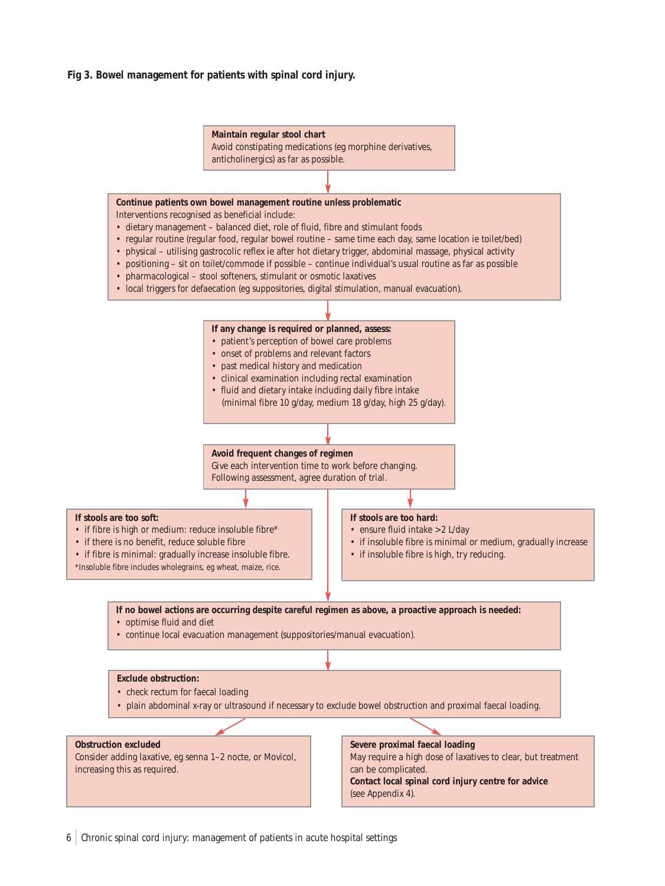**Fig 3. Bowel management for patients with spinal cord injury.**

**Maintain regular stool chart**
Avoid constipating medications (eg morphine derivatives, anticholinergics) as far as possible.

**Continue patients own bowel management routine unless problematic**
Interventions recognised as beneficial include:

- dietary management – balanced diet, role of fluid, fibre and stimulant foods
- regular routine (regular food, regular bowel routine – same time each day, same location ie toilet/bed)
- physical – utilising gastrocolic reflex ie after hot dietary trigger, abdominal massage, physical activity
- positioning – sit on toilet/commode if possible – continue individual's usual routine as far as possible
- pharmacological – stool softeners, stimulant or osmotic laxatives
- local triggers for defaecation (eg suppositories, digital stimulation, manual evacuation).

**If any change is required or planned, assess:**

- patient's perception of bowel care problems
- onset of problems and relevant factors
- past medical history and medication
- clinical examination including rectal examination
- fluid and dietary intake including daily fibre intake (minimal fibre 10 g/day, medium 18 g/day, high 25 g/day).

**Avoid frequent changes of regimen**
Give each intervention time to work before changing. Following assessment, agree duration of trial.

**If stools are too soft:**

- if fibre is high or medium: reduce insoluble fibre*
- if there is no benefit, reduce soluble fibre
- if fibre is minimal: gradually increase insoluble fibre.

*Insoluble fibre includes wholegrains, eg wheat, maize, rice.

**If stools are too hard:**

- ensure fluid intake >2 L/day
- if insoluble fibre is minimal or medium, gradually increase
- if insoluble fibre is high, try reducing.

**If no bowel actions are occurring despite careful regimen as above, a proactive approach is needed:**

- optimise fluid and diet
- continue local evacuation management (suppositories/manual evacuation).

**Exclude obstruction:**

- check rectum for faecal loading
- plain abdominal x-ray or ultrasound if necessary to exclude bowel obstruction and proximal faecal loading.

**Obstruction excluded**
Consider adding laxative, eg senna 1–2 nocte, or Movicol, increasing this as required.

**Severe proximal faecal loading**
May require a high dose of laxatives to clear, but treatment can be complicated.
**Contact local spinal cord injury centre for advice** (see Appendix 4).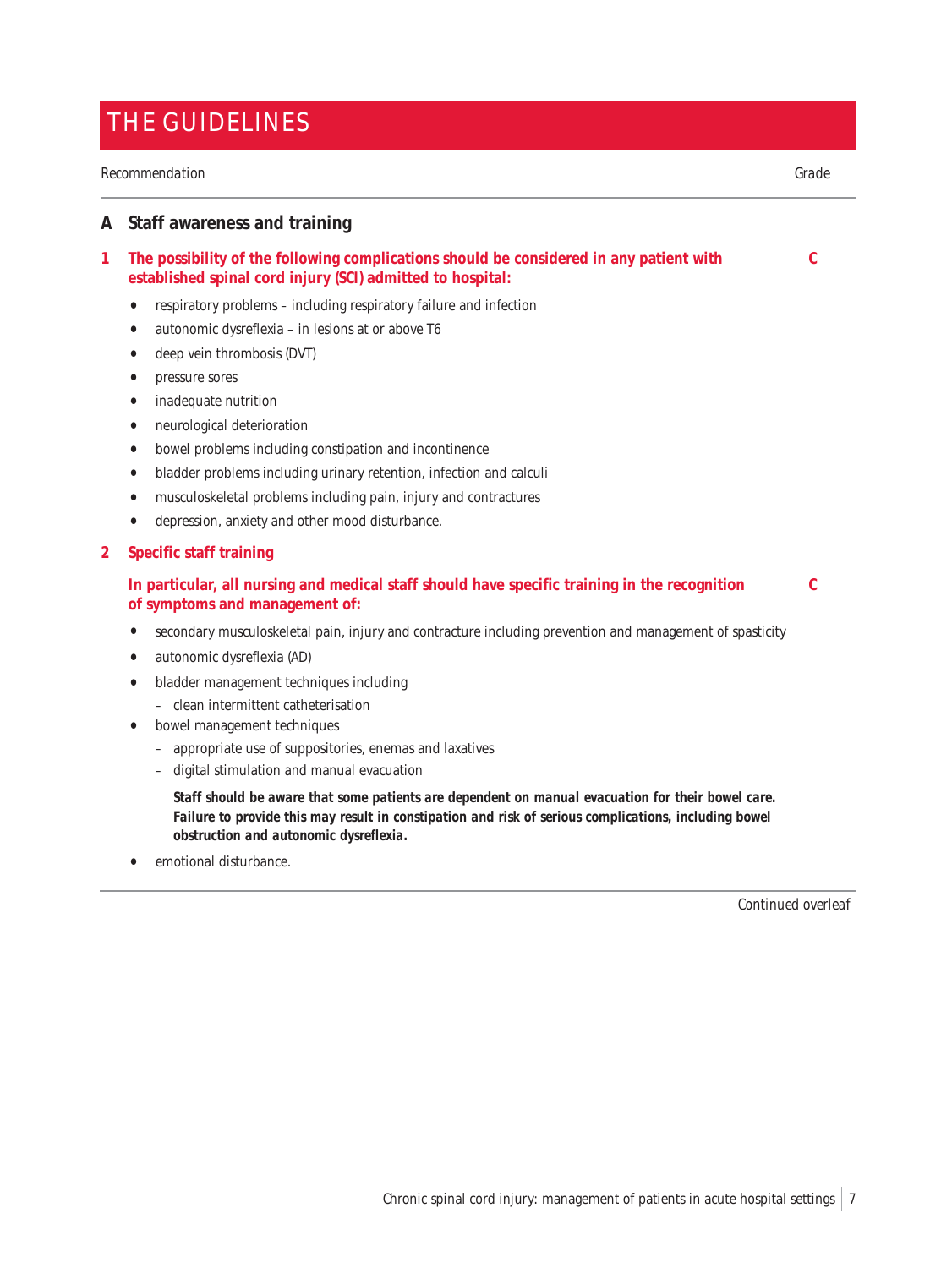# THE GUIDELINES

*Recommendation* *Grade*

## A Staff awareness and training

**1 The possibility of the following complications should be considered in any patient with established spinal cord injury (SCI) admitted to hospital:** **C**

- respiratory problems – including respiratory failure and infection
- autonomic dysreflexia – in lesions at or above T6
- deep vein thrombosis (DVT)
- pressure sores
- inadequate nutrition
- neurological deterioration
- bowel problems including constipation and incontinence
- bladder problems including urinary retention, infection and calculi
- musculoskeletal problems including pain, injury and contractures
- depression, anxiety and other mood disturbance.

**2 Specific staff training**

**In particular, all nursing and medical staff should have specific training in the recognition of symptoms and management of:** **C**

- secondary musculoskeletal pain, injury and contracture including prevention and management of spasticity
- autonomic dysreflexia (AD)
- bladder management techniques including
  - clean intermittent catheterisation
- bowel management techniques
  - appropriate use of suppositories, enemas and laxatives
  - digital stimulation and manual evacuation

    ***Staff should be aware that some patients are dependent on manual evacuation for their bowel care. Failure to provide this may result in constipation and risk of serious complications, including bowel obstruction and autonomic dysreflexia.***

- emotional disturbance.

*Continued overleaf*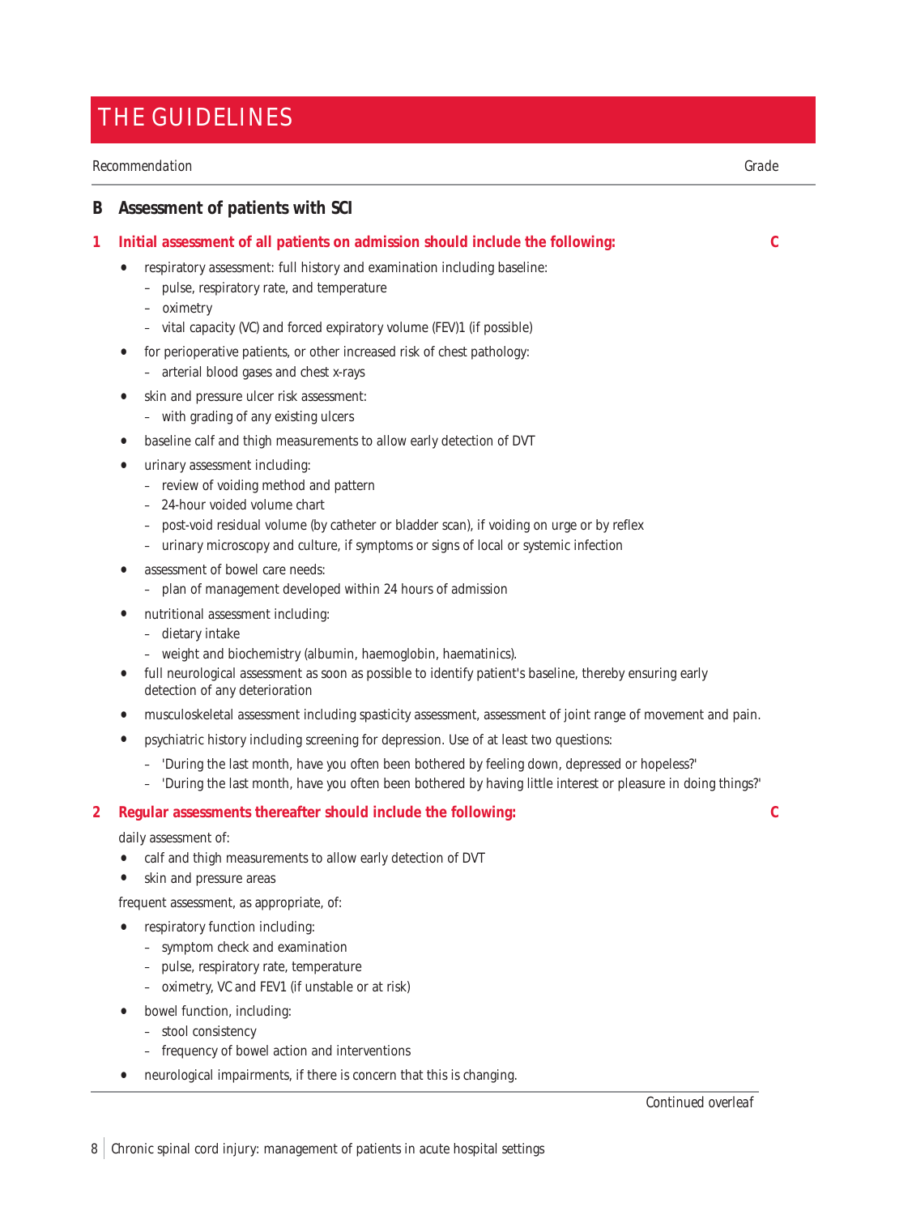# THE GUIDELINES

*Recommendation* *Grade*

## B Assessment of patients with SCI

**1 Initial assessment of all patients on admission should include the following:** **C**

- respiratory assessment: full history and examination including baseline:
  - pulse, respiratory rate, and temperature
  - oximetry
  - vital capacity (VC) and forced expiratory volume (FEV)1 (if possible)
- for perioperative patients, or other increased risk of chest pathology:
  - arterial blood gases and chest x-rays
- skin and pressure ulcer risk assessment:
  - with grading of any existing ulcers
- baseline calf and thigh measurements to allow early detection of DVT
- urinary assessment including:
  - review of voiding method and pattern
  - 24-hour voided volume chart
  - post-void residual volume (by catheter or bladder scan), if voiding on urge or by reflex
  - urinary microscopy and culture, if symptoms or signs of local or systemic infection
- assessment of bowel care needs:
  - plan of management developed within 24 hours of admission
- nutritional assessment including:
  - dietary intake
  - weight and biochemistry (albumin, haemoglobin, haematinics).
- full neurological assessment as soon as possible to identify patient's baseline, thereby ensuring early detection of any deterioration
- musculoskeletal assessment including spasticity assessment, assessment of joint range of movement and pain.
- psychiatric history including screening for depression. Use of at least two questions:
  - 'During the last month, have you often been bothered by feeling down, depressed or hopeless?'
  - 'During the last month, have you often been bothered by having little interest or pleasure in doing things?'

**2 Regular assessments thereafter should include the following:** **C**

daily assessment of:

- calf and thigh measurements to allow early detection of DVT
- skin and pressure areas

frequent assessment, as appropriate, of:

- respiratory function including:
  - symptom check and examination
  - pulse, respiratory rate, temperature
  - oximetry, VC and FEV1 (if unstable or at risk)
- bowel function, including:
  - stool consistency
  - frequency of bowel action and interventions
- neurological impairments, if there is concern that this is changing.

*Continued overleaf*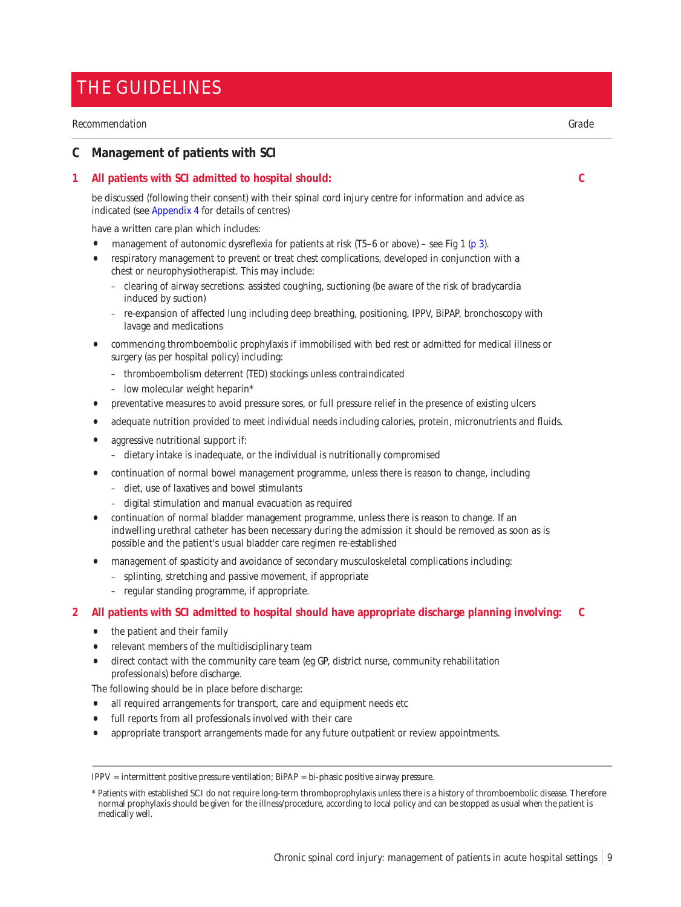# THE GUIDELINES

*Recommendation* *Grade*

## C Management of patients with SCI

**1 All patients with SCI admitted to hospital should:** **C**

be discussed (following their consent) with their spinal cord injury centre for information and advice as indicated (see Appendix 4 for details of centres)

have a written care plan which includes:

- management of autonomic dysreflexia for patients at risk (T5–6 or above) – see Fig 1 (p 3).
- respiratory management to prevent or treat chest complications, developed in conjunction with a chest or neurophysiotherapist. This may include:
  - clearing of airway secretions: assisted coughing, suctioning (be aware of the risk of bradycardia induced by suction)
  - re-expansion of affected lung including deep breathing, positioning, IPPV, BiPAP, bronchoscopy with lavage and medications
- commencing thromboembolic prophylaxis if immobilised with bed rest or admitted for medical illness or surgery (as per hospital policy) including:
  - thromboembolism deterrent (TED) stockings unless contraindicated
  - low molecular weight heparin*
- preventative measures to avoid pressure sores, or full pressure relief in the presence of existing ulcers
- adequate nutrition provided to meet individual needs including calories, protein, micronutrients and fluids.
- aggressive nutritional support if:
  - dietary intake is inadequate, or the individual is nutritionally compromised
- continuation of normal bowel management programme, unless there is reason to change, including
  - diet, use of laxatives and bowel stimulants
  - digital stimulation and manual evacuation as required
- continuation of normal bladder management programme, unless there is reason to change. If an indwelling urethral catheter has been necessary during the admission it should be removed as soon as is possible and the patient's usual bladder care regimen re-established
- management of spasticity and avoidance of secondary musculoskeletal complications including:
  - splinting, stretching and passive movement, if appropriate
  - regular standing programme, if appropriate.

**2 All patients with SCI admitted to hospital should have appropriate discharge planning involving:** **C**

- the patient and their family
- relevant members of the multidisciplinary team
- direct contact with the community care team (eg GP, district nurse, community rehabilitation professionals) before discharge.

The following should be in place before discharge:

- all required arrangements for transport, care and equipment needs etc
- full reports from all professionals involved with their care
- appropriate transport arrangements made for any future outpatient or review appointments.

---

IPPV = intermittent positive pressure ventilation; BiPAP = bi-phasic positive airway pressure.

* Patients with established SCI do not require long-term thromboprophylaxis unless there is a history of thromboembolic disease. Therefore normal prophylaxis should be given for the illness/procedure, according to local policy and can be stopped as usual when the patient is medically well.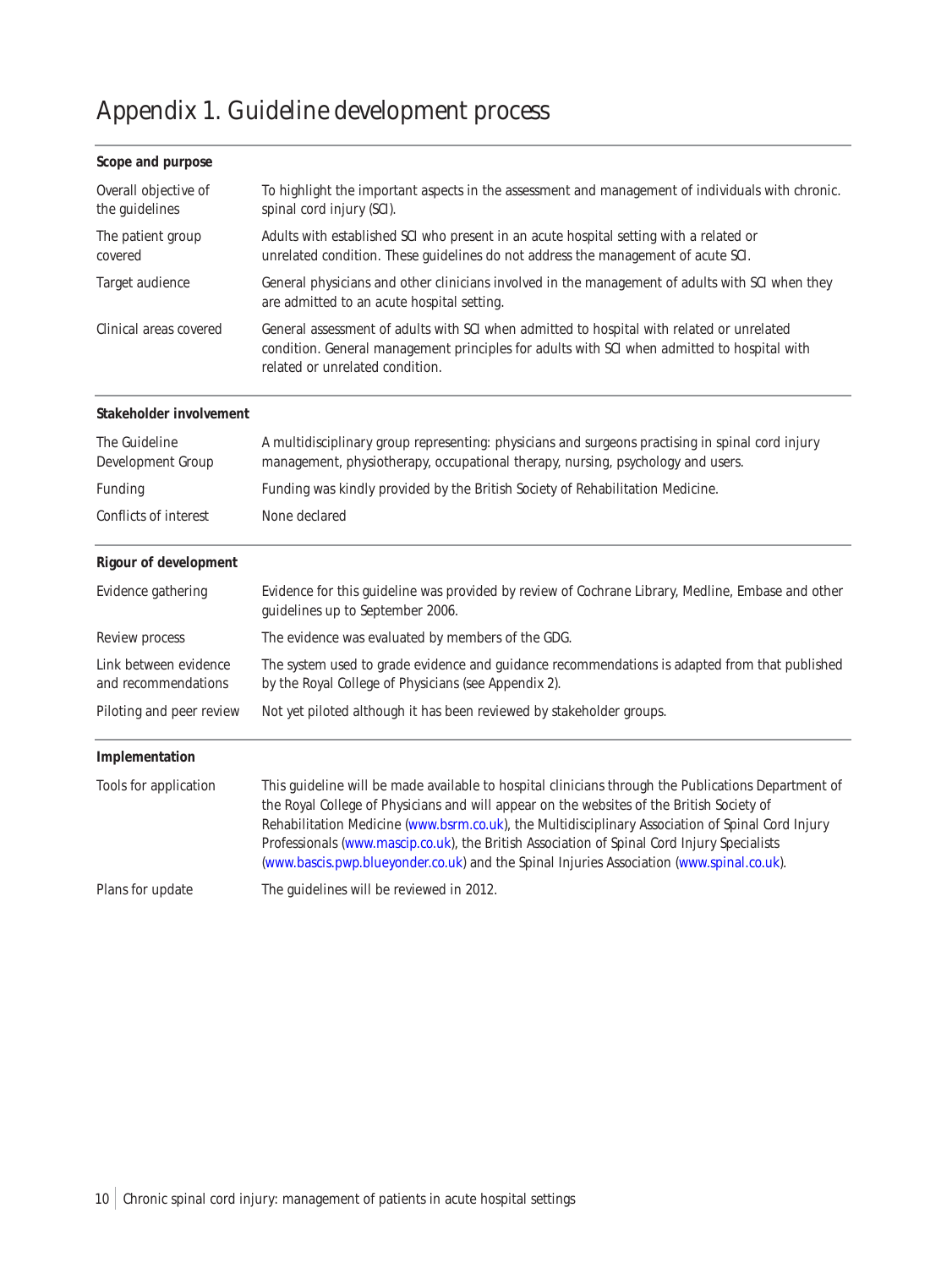# Appendix 1. Guideline development process

| **Scope and purpose** | |
|---|---|
| Overall objective of the guidelines | To highlight the important aspects in the assessment and management of individuals with chronic. spinal cord injury (SCI). |
| The patient group covered | Adults with established SCI who present in an acute hospital setting with a related or unrelated condition. These guidelines do not address the management of acute SCI. |
| Target audience | General physicians and other clinicians involved in the management of adults with SCI when they are admitted to an acute hospital setting. |
| Clinical areas covered | General assessment of adults with SCI when admitted to hospital with related or unrelated condition. General management principles for adults with SCI when admitted to hospital with related or unrelated condition. |
| **Stakeholder involvement** | |
| The Guideline Development Group | A multidisciplinary group representing: physicians and surgeons practising in spinal cord injury management, physiotherapy, occupational therapy, nursing, psychology and users. |
| Funding | Funding was kindly provided by the British Society of Rehabilitation Medicine. |
| Conflicts of interest | None declared |
| **Rigour of development** | |
| Evidence gathering | Evidence for this guideline was provided by review of Cochrane Library, Medline, Embase and other guidelines up to September 2006. |
| Review process | The evidence was evaluated by members of the GDG. |
| Link between evidence and recommendations | The system used to grade evidence and guidance recommendations is adapted from that published by the Royal College of Physicians (see Appendix 2). |
| Piloting and peer review | Not yet piloted although it has been reviewed by stakeholder groups. |
| **Implementation** | |
| Tools for application | This guideline will be made available to hospital clinicians through the Publications Department of the Royal College of Physicians and will appear on the websites of the British Society of Rehabilitation Medicine (www.bsrm.co.uk), the Multidisciplinary Association of Spinal Cord Injury Professionals (www.mascip.co.uk), the British Association of Spinal Cord Injury Specialists (www.bascis.pwp.blueyonder.co.uk) and the Spinal Injuries Association (www.spinal.co.uk). |
| Plans for update | The guidelines will be reviewed in 2012. |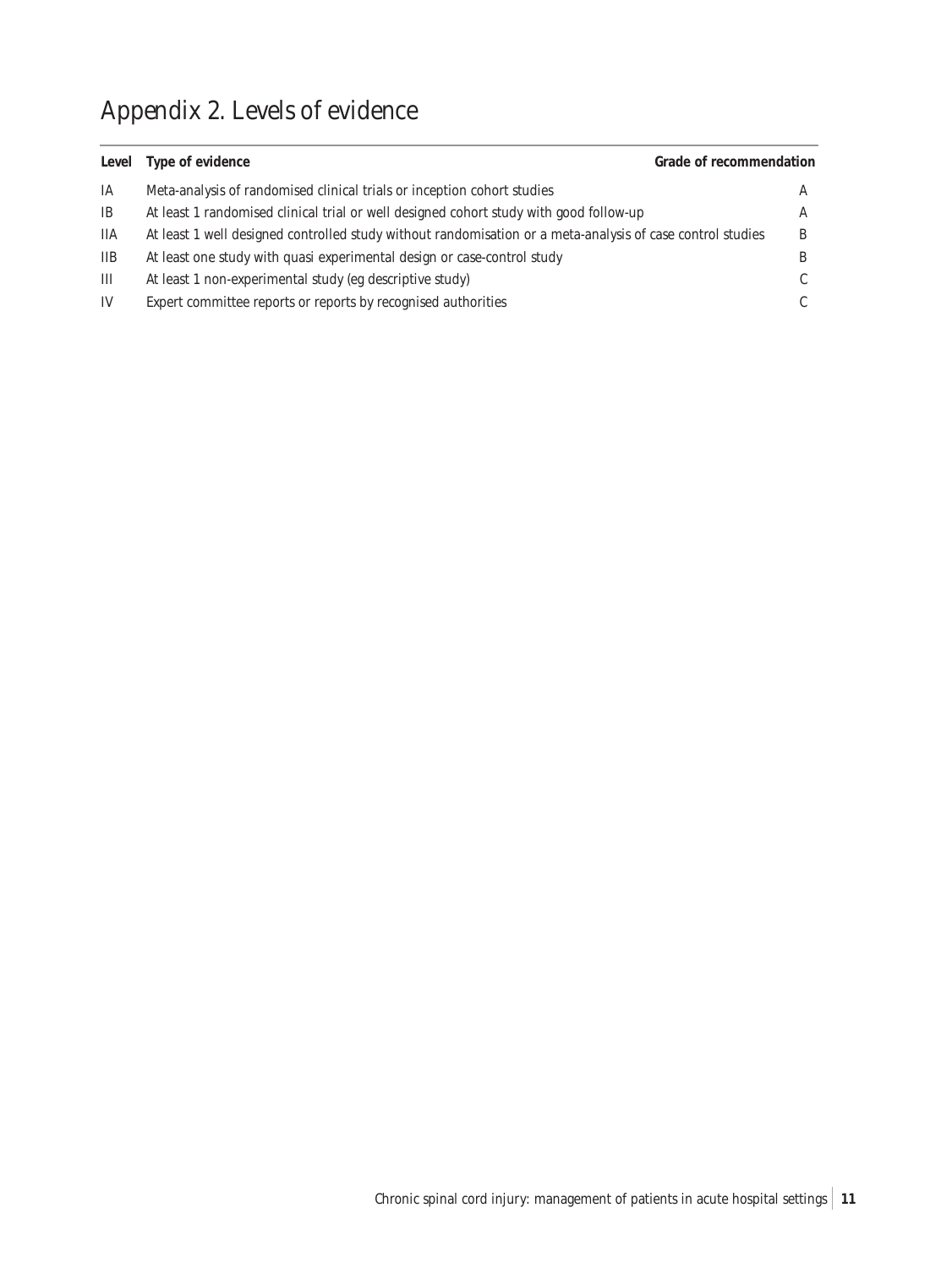# Appendix 2. Levels of evidence

| Level | Type of evidence | Grade of recommendation |
|---|---|---|
| IA | Meta-analysis of randomised clinical trials or inception cohort studies | A |
| IB | At least 1 randomised clinical trial or well designed cohort study with good follow-up | A |
| IIA | At least 1 well designed controlled study without randomisation or a meta-analysis of case control studies | B |
| IIB | At least one study with quasi experimental design or case-control study | B |
| III | At least 1 non-experimental study (eg descriptive study) | C |
| IV | Expert committee reports or reports by recognised authorities | C |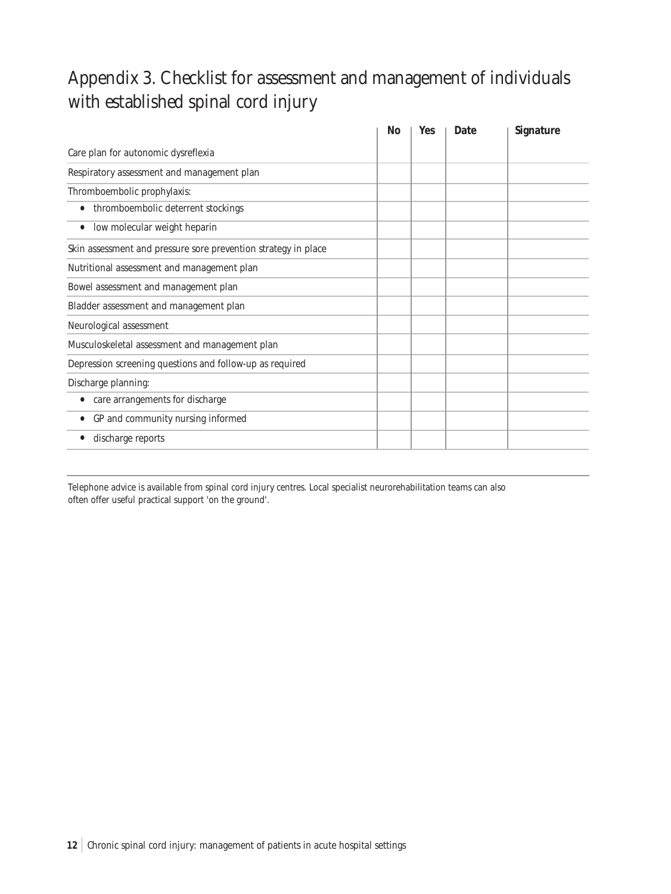# Appendix 3. Checklist for assessment and management of individuals with established spinal cord injury

| | No | Yes | Date | Signature |
|---|---|---|---|---|
| Care plan for autonomic dysreflexia | | | | |
| Respiratory assessment and management plan | | | | |
| Thromboembolic prophylaxis: | | | | |
| • thromboembolic deterrent stockings | | | | |
| • low molecular weight heparin | | | | |
| Skin assessment and pressure sore prevention strategy in place | | | | |
| Nutritional assessment and management plan | | | | |
| Bowel assessment and management plan | | | | |
| Bladder assessment and management plan | | | | |
| Neurological assessment | | | | |
| Musculoskeletal assessment and management plan | | | | |
| Depression screening questions and follow-up as required | | | | |
| Discharge planning: | | | | |
| • care arrangements for discharge | | | | |
| • GP and community nursing informed | | | | |
| • discharge reports | | | | |

Telephone advice is available from spinal cord injury centres. Local specialist neurorehabilitation teams can also often offer useful practical support 'on the ground'.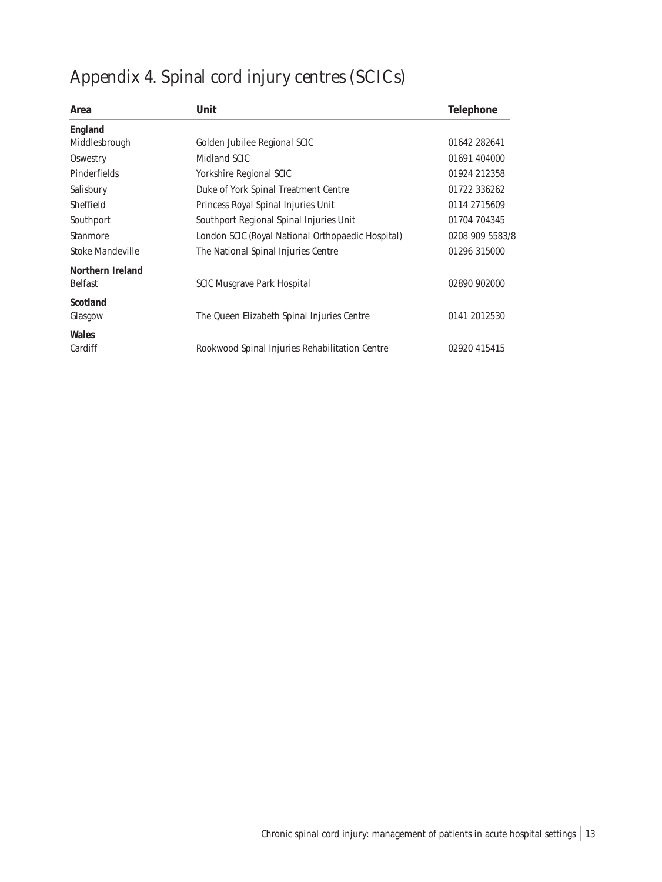# Appendix 4. Spinal cord injury centres (SCICs)

| Area | Unit | Telephone |
|---|---|---|
| **England** | | |
| Middlesbrough | Golden Jubilee Regional SCIC | 01642 282641 |
| Oswestry | Midland SCIC | 01691 404000 |
| Pinderfields | Yorkshire Regional SCIC | 01924 212358 |
| Salisbury | Duke of York Spinal Treatment Centre | 01722 336262 |
| Sheffield | Princess Royal Spinal Injuries Unit | 0114 2715609 |
| Southport | Southport Regional Spinal Injuries Unit | 01704 704345 |
| Stanmore | London SCIC (Royal National Orthopaedic Hospital) | 0208 909 5583/8 |
| Stoke Mandeville | The National Spinal Injuries Centre | 01296 315000 |
| **Northern Ireland** | | |
| Belfast | SCIC Musgrave Park Hospital | 02890 902000 |
| **Scotland** | | |
| Glasgow | The Queen Elizabeth Spinal Injuries Centre | 0141 2012530 |
| **Wales** | | |
| Cardiff | Rookwood Spinal Injuries Rehabilitation Centre | 02920 415415 |